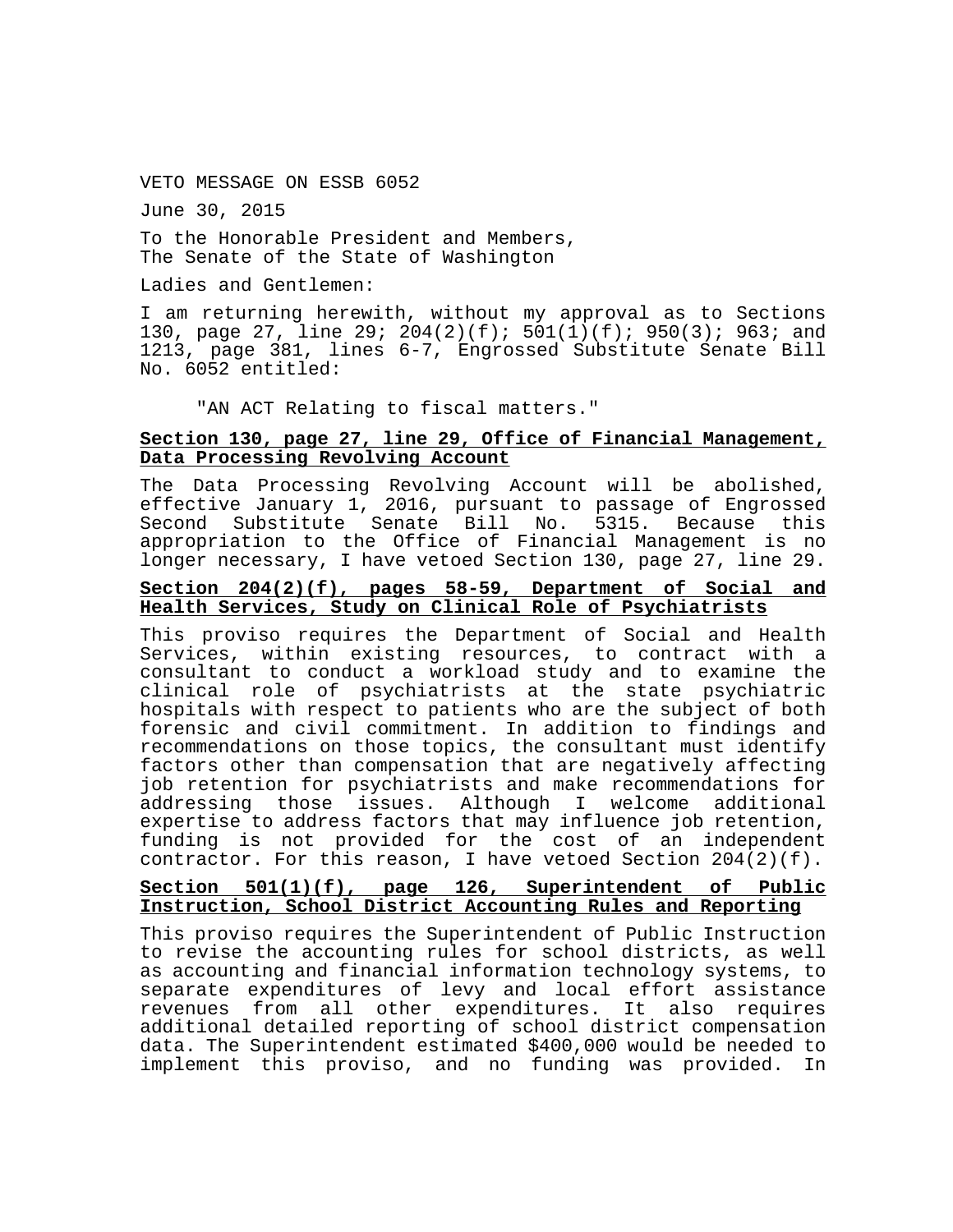VETO MESSAGE ON ESSB 6052

June 30, 2015

To the Honorable President and Members,
The Senate of the State of Washington

Ladies and Gentlemen:

I am returning herewith, without my approval as to Sections 130, page 27, line 29; 204(2)(f); 501(1)(f); 950(3); 963; and 1213, page 381, lines 6-7, Engrossed Substitute Senate Bill No. 6052 entitled:

> "AN ACT Relating to fiscal matters."

**Section 130, page 27, line 29, Office of Financial Management, Data Processing Revolving Account**

The Data Processing Revolving Account will be abolished, effective January 1, 2016, pursuant to passage of Engrossed Second Substitute Senate Bill No. 5315. Because this appropriation to the Office of Financial Management is no longer necessary, I have vetoed Section 130, page 27, line 29.

**Section 204(2)(f), pages 58-59, Department of Social and Health Services, Study on Clinical Role of Psychiatrists**

This proviso requires the Department of Social and Health Services, within existing resources, to contract with a consultant to conduct a workload study and to examine the clinical role of psychiatrists at the state psychiatric hospitals with respect to patients who are the subject of both forensic and civil commitment. In addition to findings and recommendations on those topics, the consultant must identify factors other than compensation that are negatively affecting job retention for psychiatrists and make recommendations for addressing those issues. Although I welcome additional expertise to address factors that may influence job retention, funding is not provided for the cost of an independent contractor. For this reason, I have vetoed Section 204(2)(f).

**Section 501(1)(f), page 126, Superintendent of Public Instruction, School District Accounting Rules and Reporting**

This proviso requires the Superintendent of Public Instruction to revise the accounting rules for school districts, as well as accounting and financial information technology systems, to separate expenditures of levy and local effort assistance revenues from all other expenditures. It also requires additional detailed reporting of school district compensation data. The Superintendent estimated $400,000 would be needed to implement this proviso, and no funding was provided. In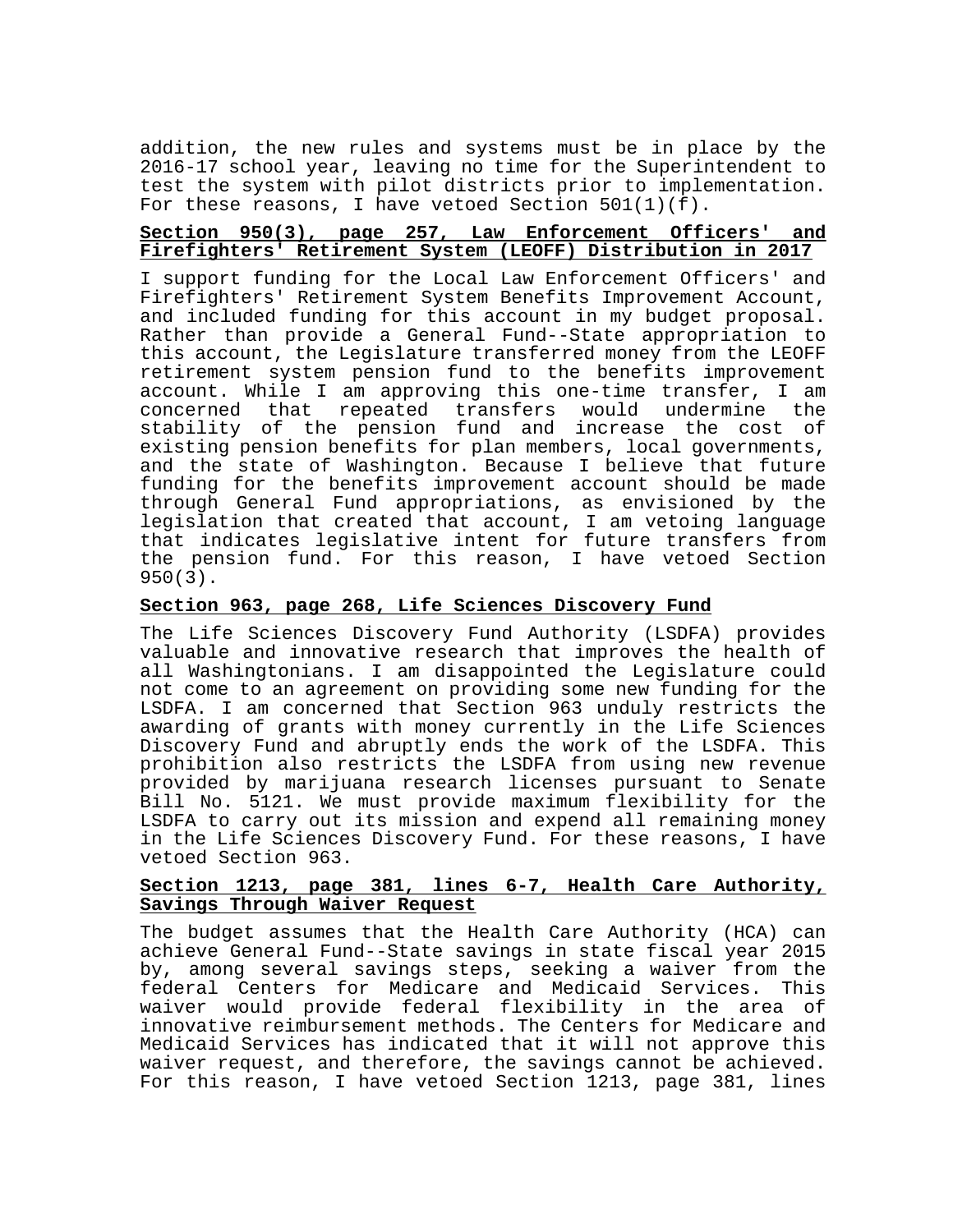addition, the new rules and systems must be in place by the 2016-17 school year, leaving no time for the Superintendent to test the system with pilot districts prior to implementation. For these reasons, I have vetoed Section 501(1)(f).

**Section 950(3), page 257, Law Enforcement Officers' and Firefighters' Retirement System (LEOFF) Distribution in 2017**

I support funding for the Local Law Enforcement Officers' and Firefighters' Retirement System Benefits Improvement Account, and included funding for this account in my budget proposal. Rather than provide a General Fund--State appropriation to this account, the Legislature transferred money from the LEOFF retirement system pension fund to the benefits improvement account. While I am approving this one-time transfer, I am concerned that repeated transfers would undermine the stability of the pension fund and increase the cost of existing pension benefits for plan members, local governments, and the state of Washington. Because I believe that future funding for the benefits improvement account should be made through General Fund appropriations, as envisioned by the legislation that created that account, I am vetoing language that indicates legislative intent for future transfers from the pension fund. For this reason, I have vetoed Section 950(3).

**Section 963, page 268, Life Sciences Discovery Fund**

The Life Sciences Discovery Fund Authority (LSDFA) provides valuable and innovative research that improves the health of all Washingtonians. I am disappointed the Legislature could not come to an agreement on providing some new funding for the LSDFA. I am concerned that Section 963 unduly restricts the awarding of grants with money currently in the Life Sciences Discovery Fund and abruptly ends the work of the LSDFA. This prohibition also restricts the LSDFA from using new revenue provided by marijuana research licenses pursuant to Senate Bill No. 5121. We must provide maximum flexibility for the LSDFA to carry out its mission and expend all remaining money in the Life Sciences Discovery Fund. For these reasons, I have vetoed Section 963.

**Section 1213, page 381, lines 6-7, Health Care Authority, Savings Through Waiver Request**

The budget assumes that the Health Care Authority (HCA) can achieve General Fund--State savings in state fiscal year 2015 by, among several savings steps, seeking a waiver from the federal Centers for Medicare and Medicaid Services. This waiver would provide federal flexibility in the area of innovative reimbursement methods. The Centers for Medicare and Medicaid Services has indicated that it will not approve this waiver request, and therefore, the savings cannot be achieved. For this reason, I have vetoed Section 1213, page 381, lines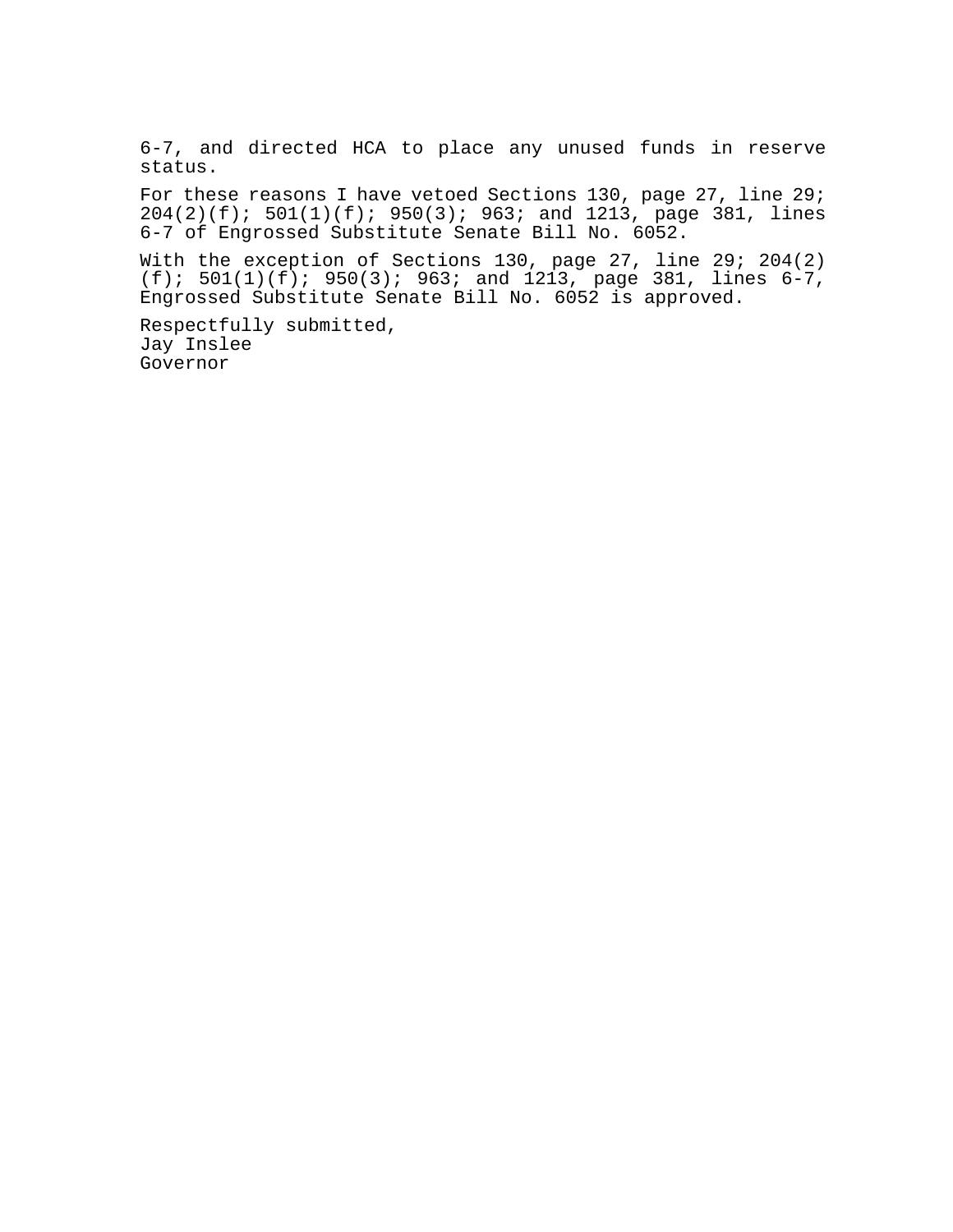6-7, and directed HCA to place any unused funds in reserve status.

For these reasons I have vetoed Sections 130, page 27, line 29; 204(2)(f); 501(1)(f); 950(3); 963; and 1213, page 381, lines 6-7 of Engrossed Substitute Senate Bill No. 6052.

With the exception of Sections 130, page 27, line 29; 204(2)(f); 501(1)(f); 950(3); 963; and 1213, page 381, lines 6-7, Engrossed Substitute Senate Bill No. 6052 is approved.

Respectfully submitted,
Jay Inslee
Governor